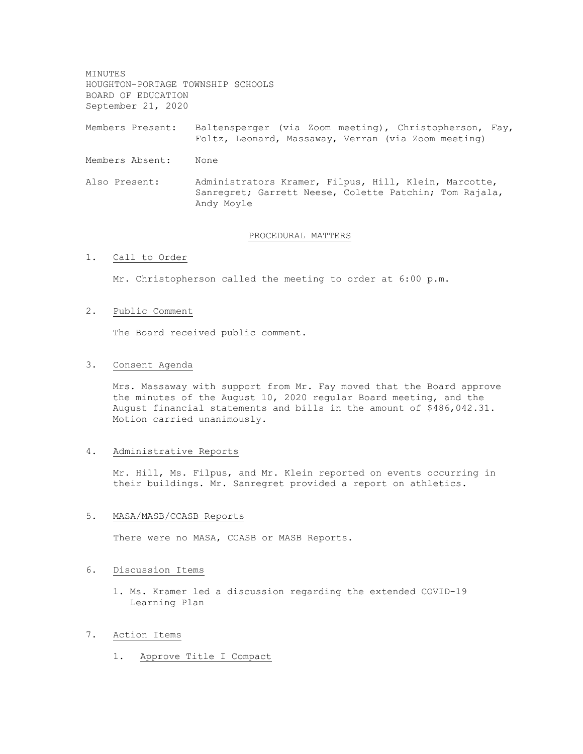MINUTES
HOUGHTON-PORTAGE TOWNSHIP SCHOOLS
BOARD OF EDUCATION
September 21, 2020

Members Present: Baltensperger (via Zoom meeting), Christopherson, Fay, Foltz, Leonard, Massaway, Verran (via Zoom meeting)

Members Absent: None

Also Present: Administrators Kramer, Filpus, Hill, Klein, Marcotte, Sanregret; Garrett Neese, Colette Patchin; Tom Rajala, Andy Moyle

## PROCEDURAL MATTERS

1. Call to Order

   Mr. Christopherson called the meeting to order at 6:00 p.m.

2. Public Comment

   The Board received public comment.

3. Consent Agenda

   Mrs. Massaway with support from Mr. Fay moved that the Board approve the minutes of the August 10, 2020 regular Board meeting, and the August financial statements and bills in the amount of $486,042.31. Motion carried unanimously.

4. Administrative Reports

   Mr. Hill, Ms. Filpus, and Mr. Klein reported on events occurring in their buildings. Mr. Sanregret provided a report on athletics.

5. MASA/MASB/CCASB Reports

   There were no MASA, CCASB or MASB Reports.

6. Discussion Items

   1. Ms. Kramer led a discussion regarding the extended COVID-19 Learning Plan

7. Action Items

   1. Approve Title I Compact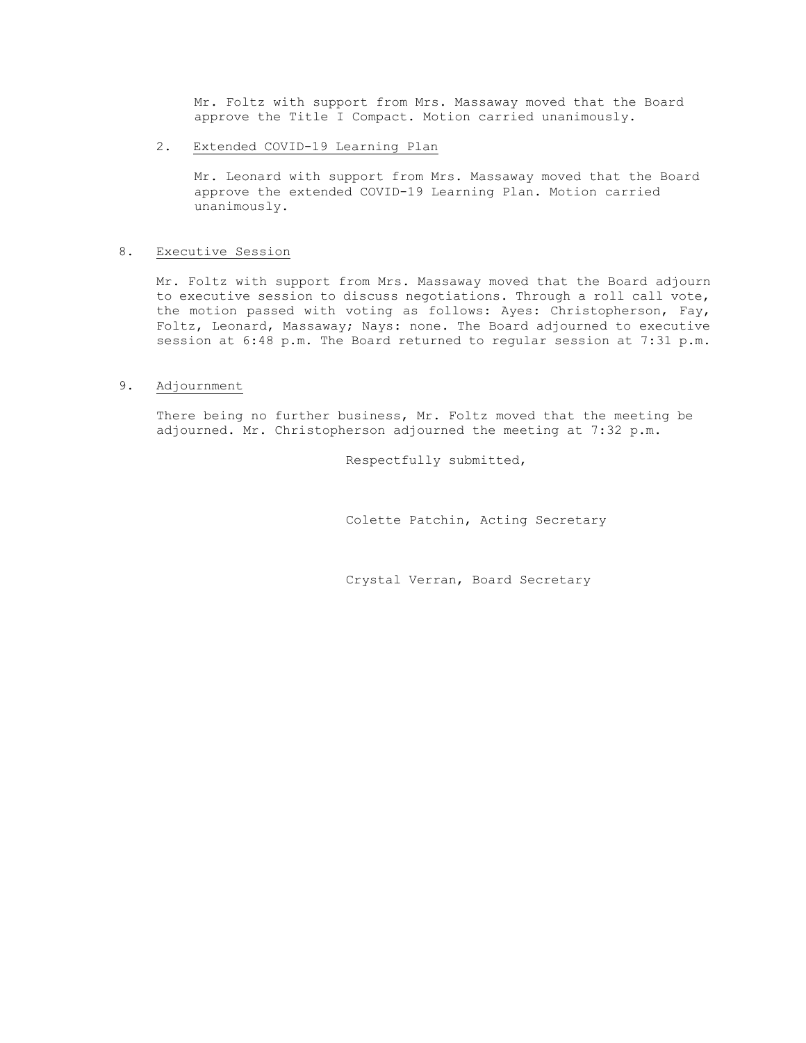Mr. Foltz with support from Mrs. Massaway moved that the Board approve the Title I Compact. Motion carried unanimously.

2. <u>Extended COVID-19 Learning Plan</u>

Mr. Leonard with support from Mrs. Massaway moved that the Board approve the extended COVID-19 Learning Plan. Motion carried unanimously.

8. <u>Executive Session</u>

Mr. Foltz with support from Mrs. Massaway moved that the Board adjourn to executive session to discuss negotiations. Through a roll call vote, the motion passed with voting as follows: Ayes: Christopherson, Fay, Foltz, Leonard, Massaway; Nays: none. The Board adjourned to executive session at 6:48 p.m. The Board returned to regular session at 7:31 p.m.

9. <u>Adjournment</u>

There being no further business, Mr. Foltz moved that the meeting be adjourned. Mr. Christopherson adjourned the meeting at 7:32 p.m.

Respectfully submitted,

Colette Patchin, Acting Secretary

Crystal Verran, Board Secretary